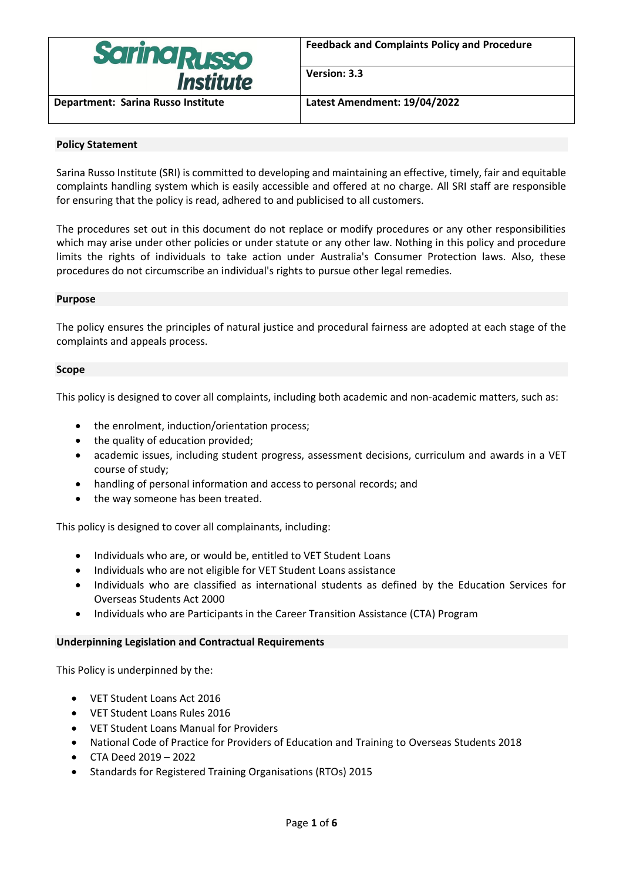| Sarina Russo Institute | Feedback and Complaints Policy and Procedure |
| --- | --- |
| | **Version: 3.3** |
| **Department: Sarina Russo Institute** | **Latest Amendment: 19/04/2022** |

## Policy Statement

Sarina Russo Institute (SRI) is committed to developing and maintaining an effective, timely, fair and equitable complaints handling system which is easily accessible and offered at no charge. All SRI staff are responsible for ensuring that the policy is read, adhered to and publicised to all customers.

The procedures set out in this document do not replace or modify procedures or any other responsibilities which may arise under other policies or under statute or any other law. Nothing in this policy and procedure limits the rights of individuals to take action under Australia's Consumer Protection laws. Also, these procedures do not circumscribe an individual's rights to pursue other legal remedies.

## Purpose

The policy ensures the principles of natural justice and procedural fairness are adopted at each stage of the complaints and appeals process.

## Scope

This policy is designed to cover all complaints, including both academic and non-academic matters, such as:

- the enrolment, induction/orientation process;
- the quality of education provided;
- academic issues, including student progress, assessment decisions, curriculum and awards in a VET course of study;
- handling of personal information and access to personal records; and
- the way someone has been treated.

This policy is designed to cover all complainants, including:

- Individuals who are, or would be, entitled to VET Student Loans
- Individuals who are not eligible for VET Student Loans assistance
- Individuals who are classified as international students as defined by the Education Services for Overseas Students Act 2000
- Individuals who are Participants in the Career Transition Assistance (CTA) Program

## Underpinning Legislation and Contractual Requirements

This Policy is underpinned by the:

- VET Student Loans Act 2016
- VET Student Loans Rules 2016
- VET Student Loans Manual for Providers
- National Code of Practice for Providers of Education and Training to Overseas Students 2018
- CTA Deed 2019 – 2022
- Standards for Registered Training Organisations (RTOs) 2015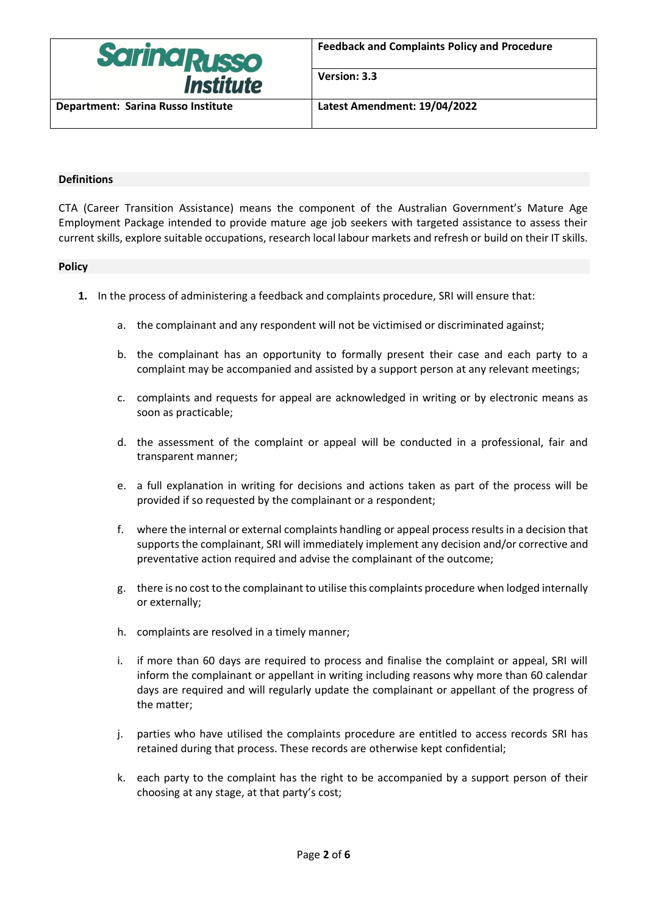## Definitions

CTA (Career Transition Assistance) means the component of the Australian Government's Mature Age Employment Package intended to provide mature age job seekers with targeted assistance to assess their current skills, explore suitable occupations, research local labour markets and refresh or build on their IT skills.

## Policy

1. In the process of administering a feedback and complaints procedure, SRI will ensure that:

   a. the complainant and any respondent will not be victimised or discriminated against;

   b. the complainant has an opportunity to formally present their case and each party to a complaint may be accompanied and assisted by a support person at any relevant meetings;

   c. complaints and requests for appeal are acknowledged in writing or by electronic means as soon as practicable;

   d. the assessment of the complaint or appeal will be conducted in a professional, fair and transparent manner;

   e. a full explanation in writing for decisions and actions taken as part of the process will be provided if so requested by the complainant or a respondent;

   f. where the internal or external complaints handling or appeal process results in a decision that supports the complainant, SRI will immediately implement any decision and/or corrective and preventative action required and advise the complainant of the outcome;

   g. there is no cost to the complainant to utilise this complaints procedure when lodged internally or externally;

   h. complaints are resolved in a timely manner;

   i. if more than 60 days are required to process and finalise the complaint or appeal, SRI will inform the complainant or appellant in writing including reasons why more than 60 calendar days are required and will regularly update the complainant or appellant of the progress of the matter;

   j. parties who have utilised the complaints procedure are entitled to access records SRI has retained during that process. These records are otherwise kept confidential;

   k. each party to the complaint has the right to be accompanied by a support person of their choosing at any stage, at that party's cost;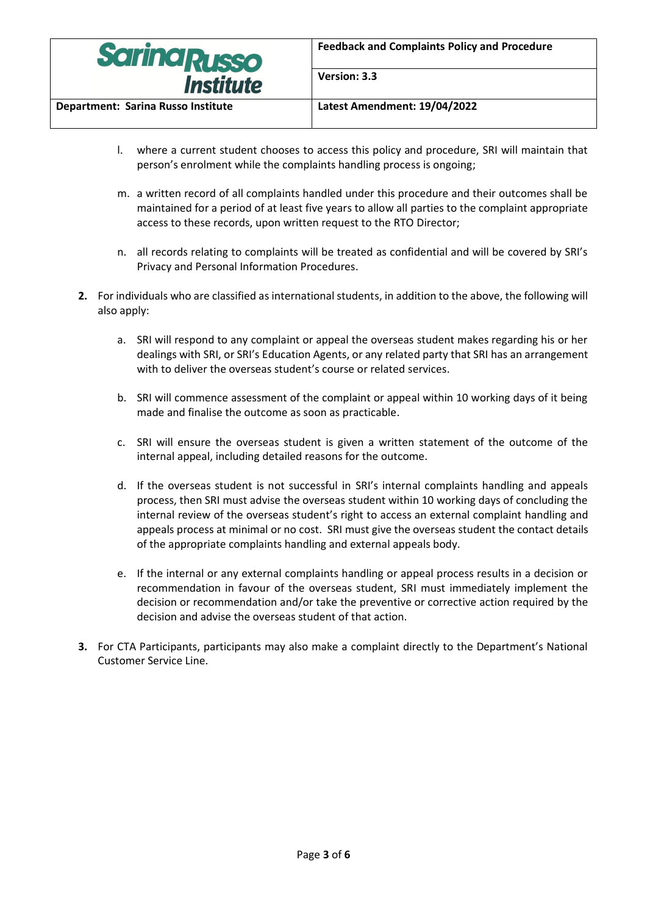l. where a current student chooses to access this policy and procedure, SRI will maintain that person's enrolment while the complaints handling process is ongoing;

m. a written record of all complaints handled under this procedure and their outcomes shall be maintained for a period of at least five years to allow all parties to the complaint appropriate access to these records, upon written request to the RTO Director;

n. all records relating to complaints will be treated as confidential and will be covered by SRI's Privacy and Personal Information Procedures.

**2.** For individuals who are classified as international students, in addition to the above, the following will also apply:

   a. SRI will respond to any complaint or appeal the overseas student makes regarding his or her dealings with SRI, or SRI's Education Agents, or any related party that SRI has an arrangement with to deliver the overseas student's course or related services.

   b. SRI will commence assessment of the complaint or appeal within 10 working days of it being made and finalise the outcome as soon as practicable.

   c. SRI will ensure the overseas student is given a written statement of the outcome of the internal appeal, including detailed reasons for the outcome.

   d. If the overseas student is not successful in SRI's internal complaints handling and appeals process, then SRI must advise the overseas student within 10 working days of concluding the internal review of the overseas student's right to access an external complaint handling and appeals process at minimal or no cost. SRI must give the overseas student the contact details of the appropriate complaints handling and external appeals body.

   e. If the internal or any external complaints handling or appeal process results in a decision or recommendation in favour of the overseas student, SRI must immediately implement the decision or recommendation and/or take the preventive or corrective action required by the decision and advise the overseas student of that action.

**3.** For CTA Participants, participants may also make a complaint directly to the Department's National Customer Service Line.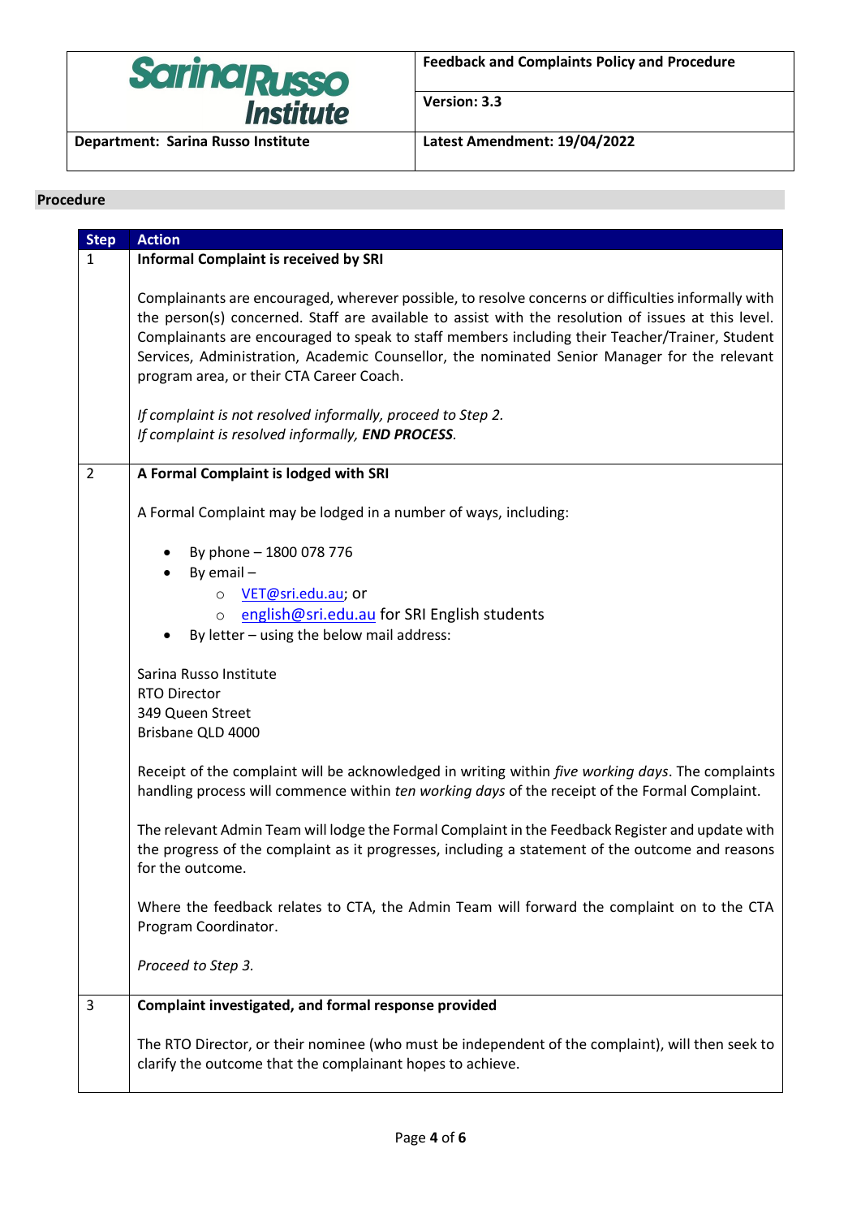## Procedure

| Step | Action |
|---|---|
| 1 | **Informal Complaint is received by SRI**<br><br>Complainants are encouraged, wherever possible, to resolve concerns or difficulties informally with the person(s) concerned. Staff are available to assist with the resolution of issues at this level. Complainants are encouraged to speak to staff members including their Teacher/Trainer, Student Services, Administration, Academic Counsellor, the nominated Senior Manager for the relevant program area, or their CTA Career Coach.<br><br>*If complaint is not resolved informally, proceed to Step 2.*<br>*If complaint is resolved informally, **END PROCESS**.* |
| 2 | **A Formal Complaint is lodged with SRI**<br><br>A Formal Complaint may be lodged in a number of ways, including:<br><br>• By phone – 1800 078 776<br>• By email –<br>&nbsp;&nbsp;&nbsp;&nbsp;o VET@sri.edu.au; or<br>&nbsp;&nbsp;&nbsp;&nbsp;o english@sri.edu.au for SRI English students<br>• By letter – using the below mail address:<br><br>Sarina Russo Institute<br>RTO Director<br>349 Queen Street<br>Brisbane QLD 4000<br><br>Receipt of the complaint will be acknowledged in writing within *five working days*. The complaints handling process will commence within *ten working days* of the receipt of the Formal Complaint.<br><br>The relevant Admin Team will lodge the Formal Complaint in the Feedback Register and update with the progress of the complaint as it progresses, including a statement of the outcome and reasons for the outcome.<br><br>Where the feedback relates to CTA, the Admin Team will forward the complaint on to the CTA Program Coordinator.<br><br>*Proceed to Step 3.* |
| 3 | **Complaint investigated, and formal response provided**<br><br>The RTO Director, or their nominee (who must be independent of the complaint), will then seek to clarify the outcome that the complainant hopes to achieve. |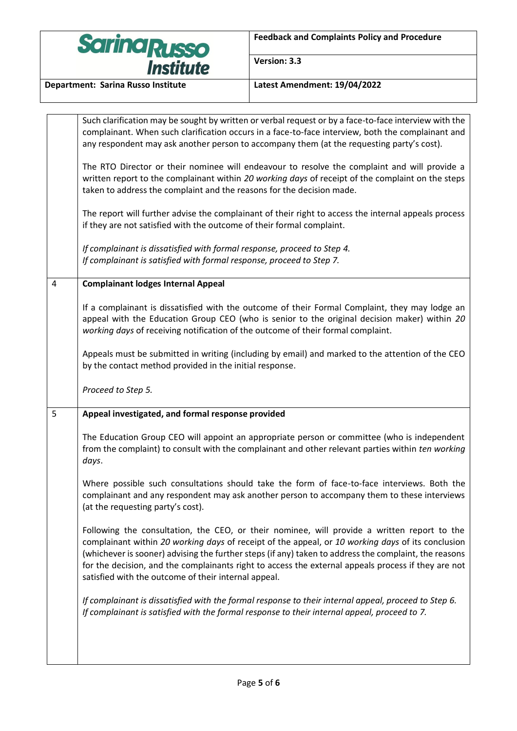| | |
|---|---|
| | Such clarification may be sought by written or verbal request or by a face-to-face interview with the complainant. When such clarification occurs in a face-to-face interview, both the complainant and any respondent may ask another person to accompany them (at the requesting party's cost).<br><br>The RTO Director or their nominee will endeavour to resolve the complaint and will provide a written report to the complainant within *20 working days* of receipt of the complaint on the steps taken to address the complaint and the reasons for the decision made.<br><br>The report will further advise the complainant of their right to access the internal appeals process if they are not satisfied with the outcome of their formal complaint.<br><br>*If complainant is dissatisfied with formal response, proceed to Step 4.*<br>*If complainant is satisfied with formal response, proceed to Step 7.* |
| 4 | **Complainant lodges Internal Appeal**<br><br>If a complainant is dissatisfied with the outcome of their Formal Complaint, they may lodge an appeal with the Education Group CEO (who is senior to the original decision maker) within *20 working days* of receiving notification of the outcome of their formal complaint.<br><br>Appeals must be submitted in writing (including by email) and marked to the attention of the CEO by the contact method provided in the initial response.<br><br>*Proceed to Step 5.* |
| 5 | **Appeal investigated, and formal response provided**<br><br>The Education Group CEO will appoint an appropriate person or committee (who is independent from the complaint) to consult with the complainant and other relevant parties within *ten working days*.<br><br>Where possible such consultations should take the form of face-to-face interviews. Both the complainant and any respondent may ask another person to accompany them to these interviews (at the requesting party's cost).<br><br>Following the consultation, the CEO, or their nominee, will provide a written report to the complainant within *20 working days* of receipt of the appeal, or *10 working days* of its conclusion (whichever is sooner) advising the further steps (if any) taken to address the complaint, the reasons for the decision, and the complainants right to access the external appeals process if they are not satisfied with the outcome of their internal appeal.<br><br>*If complainant is dissatisfied with the formal response to their internal appeal, proceed to Step 6.*<br>*If complainant is satisfied with the formal response to their internal appeal, proceed to 7.* |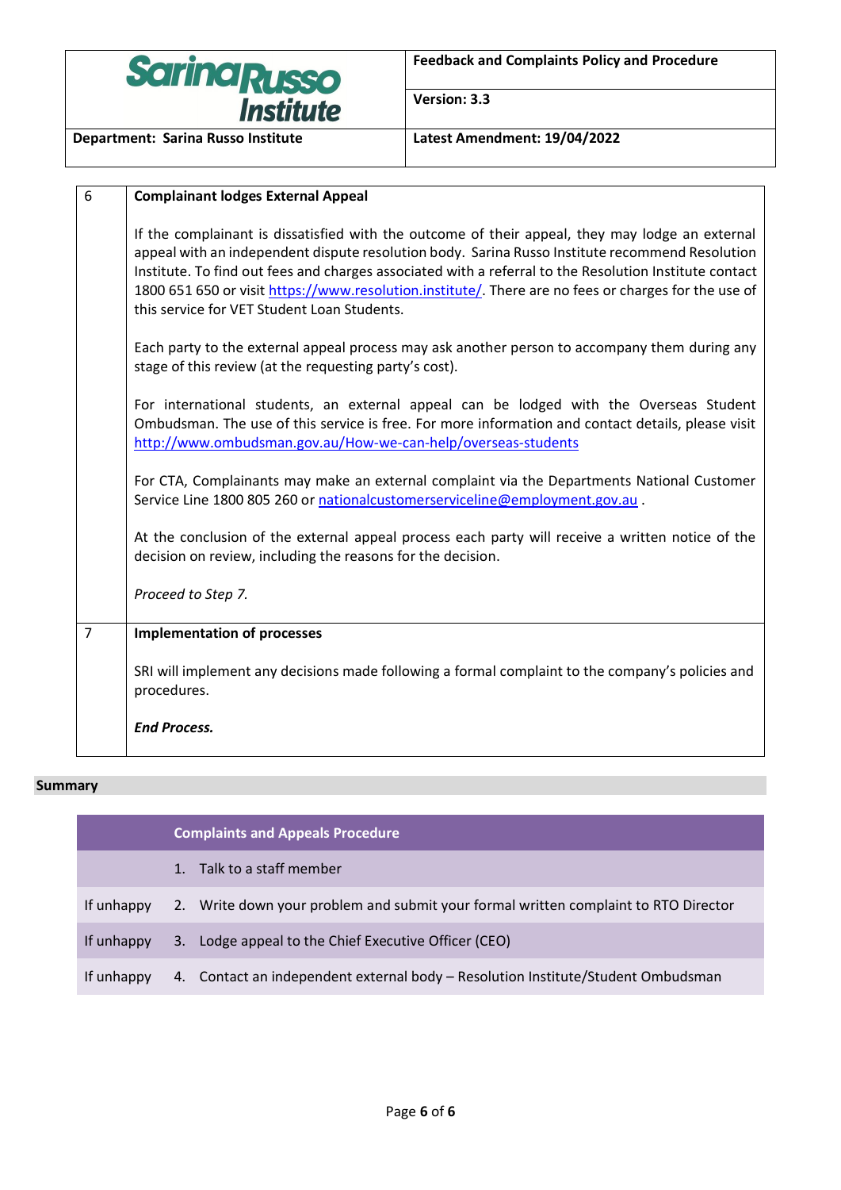| | |
|---|---|
| 6 | **Complainant lodges External Appeal**<br><br>If the complainant is dissatisfied with the outcome of their appeal, they may lodge an external appeal with an independent dispute resolution body. Sarina Russo Institute recommend Resolution Institute. To find out fees and charges associated with a referral to the Resolution Institute contact 1800 651 650 or visit https://www.resolution.institute/. There are no fees or charges for the use of this service for VET Student Loan Students.<br><br>Each party to the external appeal process may ask another person to accompany them during any stage of this review (at the requesting party's cost).<br><br>For international students, an external appeal can be lodged with the Overseas Student Ombudsman. The use of this service is free. For more information and contact details, please visit http://www.ombudsman.gov.au/How-we-can-help/overseas-students<br><br>For CTA, Complainants may make an external complaint via the Departments National Customer Service Line 1800 805 260 or nationalcustomerserviceline@employment.gov.au .<br><br>At the conclusion of the external appeal process each party will receive a written notice of the decision on review, including the reasons for the decision.<br><br>*Proceed to Step 7.* |
| 7 | **Implementation of processes**<br><br>SRI will implement any decisions made following a formal complaint to the company's policies and procedures.<br><br>***End Process.*** |

## Summary

| | Complaints and Appeals Procedure |
|---|---|
| | 1. Talk to a staff member |
| If unhappy | 2. Write down your problem and submit your formal written complaint to RTO Director |
| If unhappy | 3. Lodge appeal to the Chief Executive Officer (CEO) |
| If unhappy | 4. Contact an independent external body – Resolution Institute/Student Ombudsman |